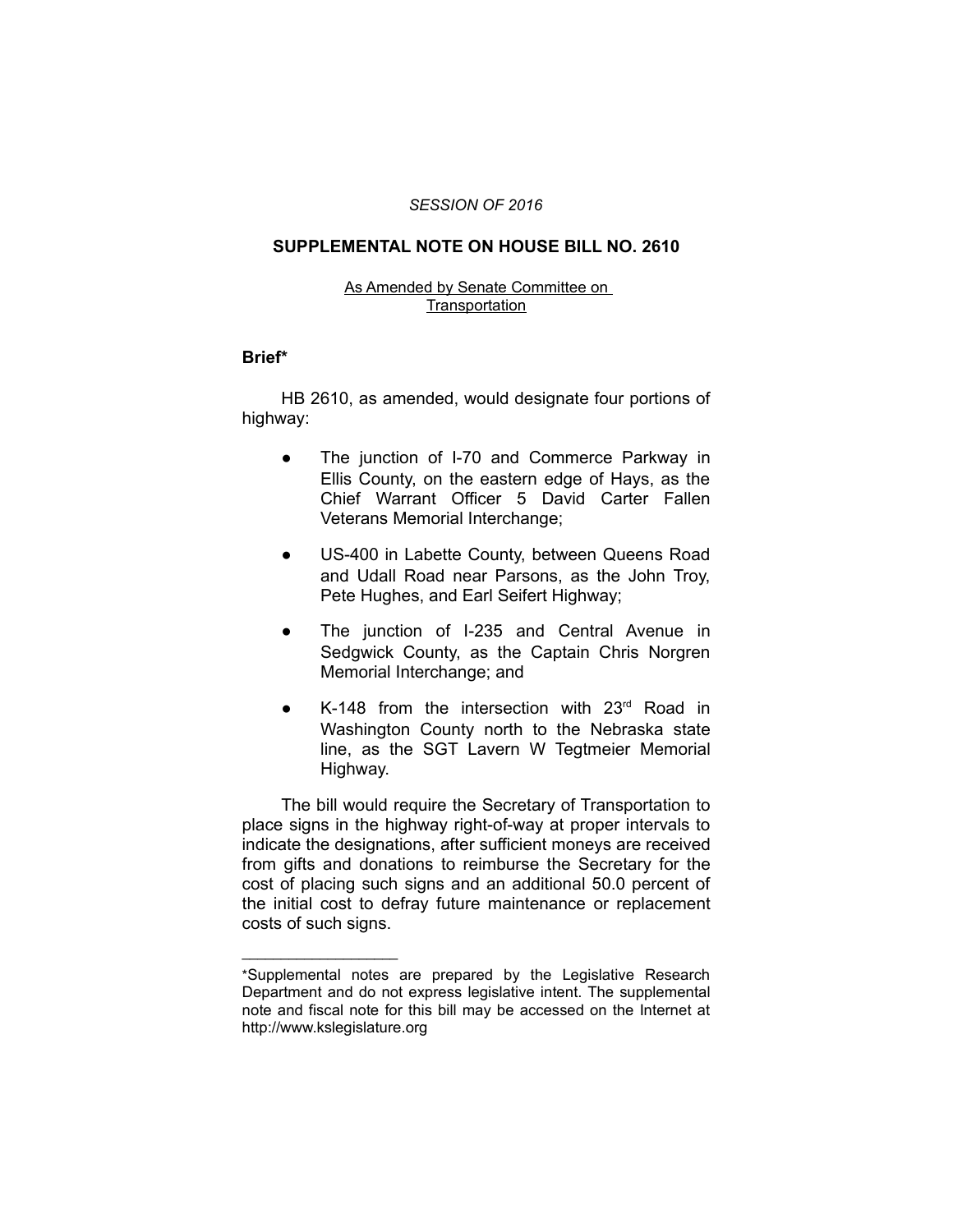*SESSION OF 2016*

## SUPPLEMENTAL NOTE ON HOUSE BILL NO. 2610

As Amended by Senate Committee on Transportation

### Brief*

HB 2610, as amended, would designate four portions of highway:

- The junction of I-70 and Commerce Parkway in Ellis County, on the eastern edge of Hays, as the Chief Warrant Officer 5 David Carter Fallen Veterans Memorial Interchange;
- US-400 in Labette County, between Queens Road and Udall Road near Parsons, as the John Troy, Pete Hughes, and Earl Seifert Highway;
- The junction of I-235 and Central Avenue in Sedgwick County, as the Captain Chris Norgren Memorial Interchange; and
- K-148 from the intersection with 23rd Road in Washington County north to the Nebraska state line, as the SGT Lavern W Tegtmeier Memorial Highway.

The bill would require the Secretary of Transportation to place signs in the highway right-of-way at proper intervals to indicate the designations, after sufficient moneys are received from gifts and donations to reimburse the Secretary for the cost of placing such signs and an additional 50.0 percent of the initial cost to defray future maintenance or replacement costs of such signs.

---

*Supplemental notes are prepared by the Legislative Research Department and do not express legislative intent. The supplemental note and fiscal note for this bill may be accessed on the Internet at http://www.kslegislature.org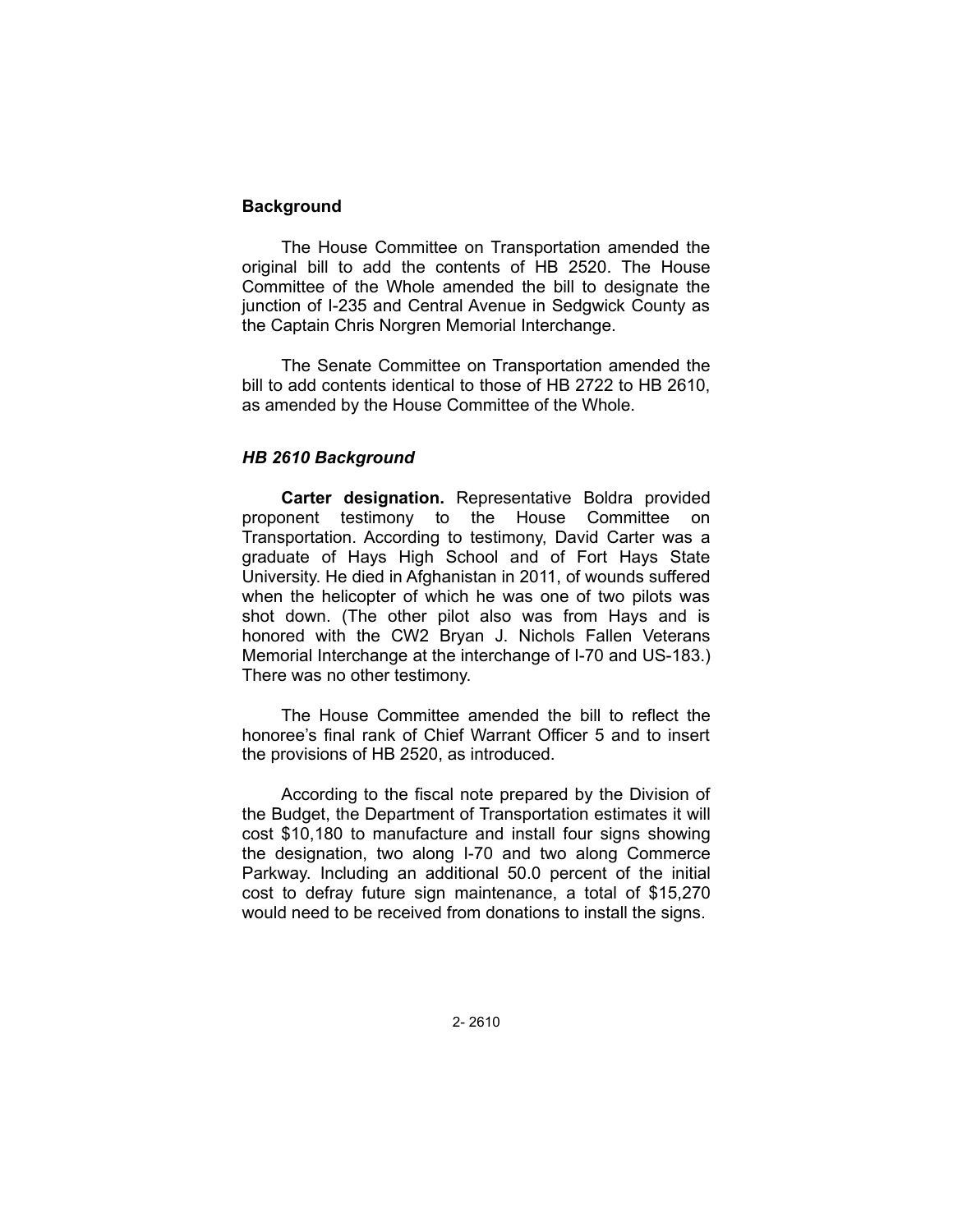## Background

The House Committee on Transportation amended the original bill to add the contents of HB 2520. The House Committee of the Whole amended the bill to designate the junction of I-235 and Central Avenue in Sedgwick County as the Captain Chris Norgren Memorial Interchange.

The Senate Committee on Transportation amended the bill to add contents identical to those of HB 2722 to HB 2610, as amended by the House Committee of the Whole.

### *HB 2610 Background*

**Carter designation.** Representative Boldra provided proponent testimony to the House Committee on Transportation. According to testimony, David Carter was a graduate of Hays High School and of Fort Hays State University. He died in Afghanistan in 2011, of wounds suffered when the helicopter of which he was one of two pilots was shot down. (The other pilot also was from Hays and is honored with the CW2 Bryan J. Nichols Fallen Veterans Memorial Interchange at the interchange of I-70 and US-183.) There was no other testimony.

The House Committee amended the bill to reflect the honoree's final rank of Chief Warrant Officer 5 and to insert the provisions of HB 2520, as introduced.

According to the fiscal note prepared by the Division of the Budget, the Department of Transportation estimates it will cost $10,180 to manufacture and install four signs showing the designation, two along I-70 and two along Commerce Parkway. Including an additional 50.0 percent of the initial cost to defray future sign maintenance, a total of $15,270 would need to be received from donations to install the signs.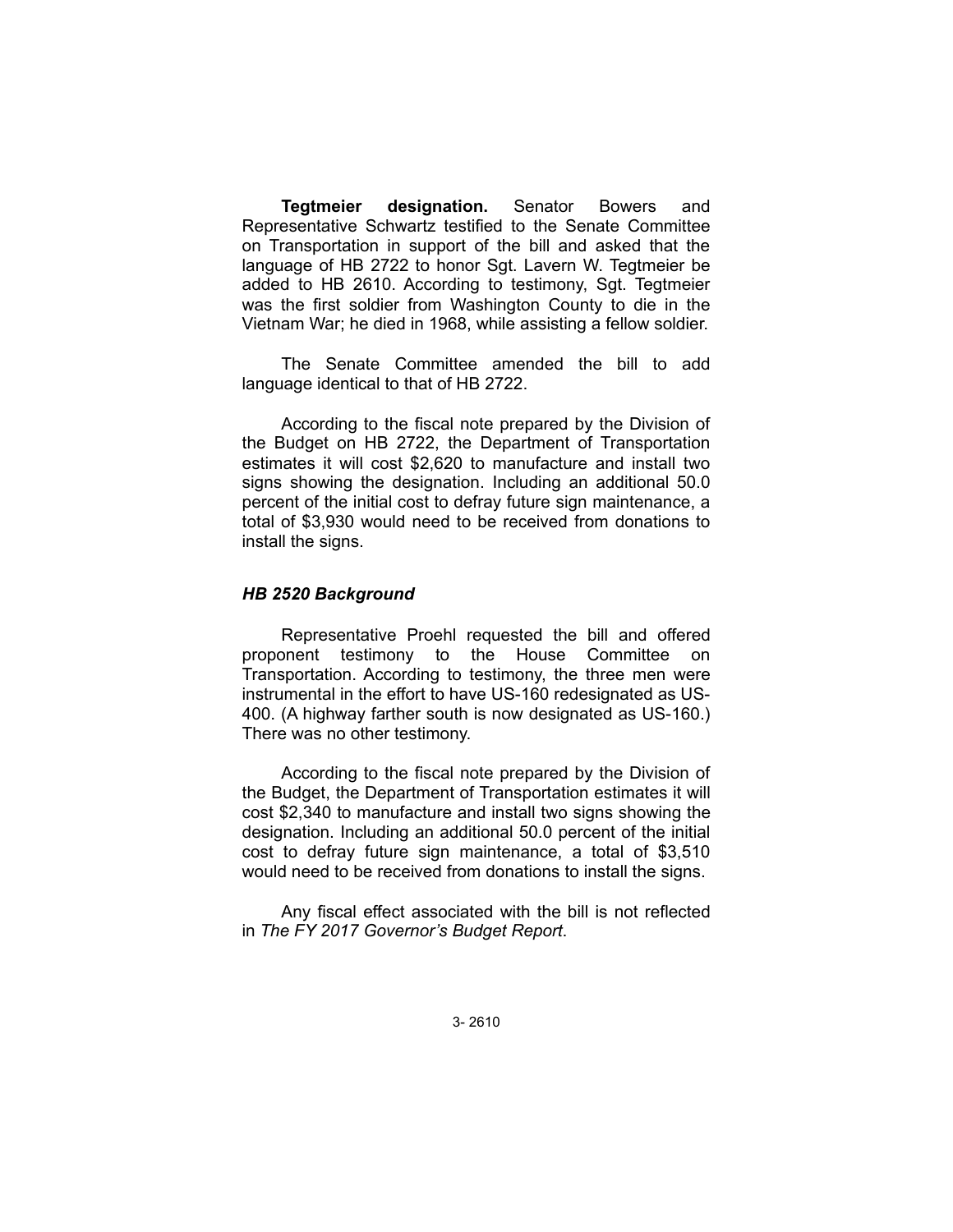**Tegtmeier designation.** Senator Bowers and Representative Schwartz testified to the Senate Committee on Transportation in support of the bill and asked that the language of HB 2722 to honor Sgt. Lavern W. Tegtmeier be added to HB 2610. According to testimony, Sgt. Tegtmeier was the first soldier from Washington County to die in the Vietnam War; he died in 1968, while assisting a fellow soldier.

The Senate Committee amended the bill to add language identical to that of HB 2722.

According to the fiscal note prepared by the Division of the Budget on HB 2722, the Department of Transportation estimates it will cost $2,620 to manufacture and install two signs showing the designation. Including an additional 50.0 percent of the initial cost to defray future sign maintenance, a total of $3,930 would need to be received from donations to install the signs.

### *HB 2520 Background*

Representative Proehl requested the bill and offered proponent testimony to the House Committee on Transportation. According to testimony, the three men were instrumental in the effort to have US-160 redesignated as US-400. (A highway farther south is now designated as US-160.) There was no other testimony.

According to the fiscal note prepared by the Division of the Budget, the Department of Transportation estimates it will cost $2,340 to manufacture and install two signs showing the designation. Including an additional 50.0 percent of the initial cost to defray future sign maintenance, a total of $3,510 would need to be received from donations to install the signs.

Any fiscal effect associated with the bill is not reflected in *The FY 2017 Governor's Budget Report*.